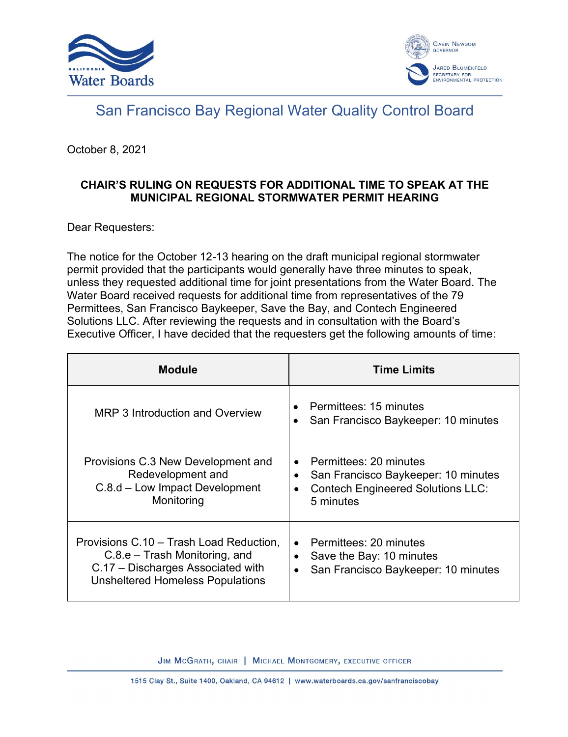# San Francisco Bay Regional Water Quality Control Board

October 8, 2021

**CHAIR'S RULING ON REQUESTS FOR ADDITIONAL TIME TO SPEAK AT THE MUNICIPAL REGIONAL STORMWATER PERMIT HEARING**

Dear Requesters:

The notice for the October 12-13 hearing on the draft municipal regional stormwater permit provided that the participants would generally have three minutes to speak, unless they requested additional time for joint presentations from the Water Board. The Water Board received requests for additional time from representatives of the 79 Permittees, San Francisco Baykeeper, Save the Bay, and Contech Engineered Solutions LLC. After reviewing the requests and in consultation with the Board's Executive Officer, I have decided that the requesters get the following amounts of time:

| Module | Time Limits |
|---|---|
| MRP 3 Introduction and Overview | • Permittees: 15 minutes<br>• San Francisco Baykeeper: 10 minutes |
| Provisions C.3 New Development and Redevelopment and C.8.d – Low Impact Development Monitoring | • Permittees: 20 minutes<br>• San Francisco Baykeeper: 10 minutes<br>• Contech Engineered Solutions LLC: 5 minutes |
| Provisions C.10 – Trash Load Reduction, C.8.e – Trash Monitoring, and C.17 – Discharges Associated with Unsheltered Homeless Populations | • Permittees: 20 minutes<br>• Save the Bay: 10 minutes<br>• San Francisco Baykeeper: 10 minutes |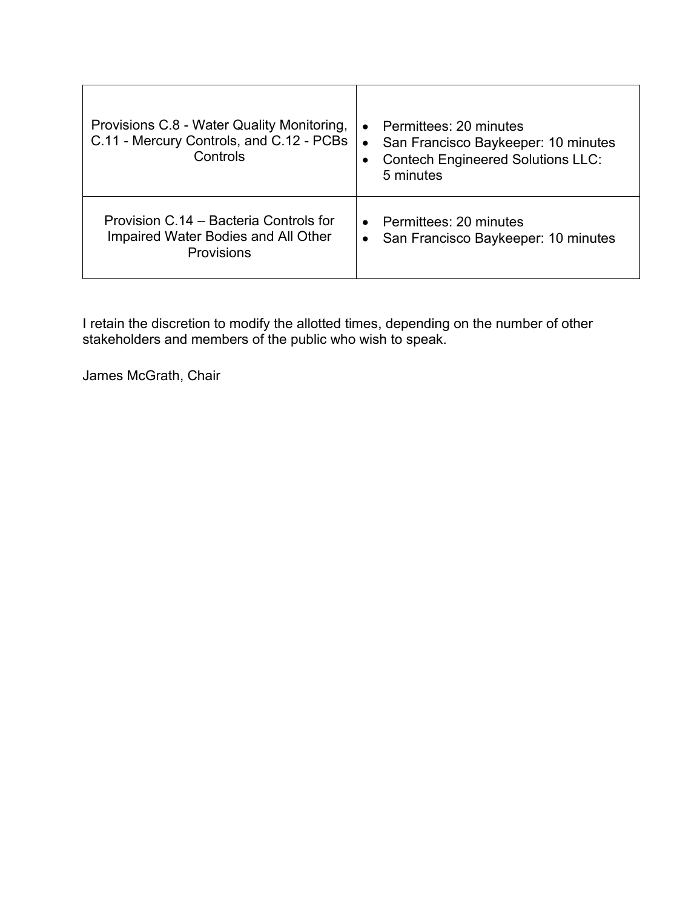| | |
|---|---|
| Provisions C.8 - Water Quality Monitoring, C.11 - Mercury Controls, and C.12 - PCBs Controls | • Permittees: 20 minutes<br>• San Francisco Baykeeper: 10 minutes<br>• Contech Engineered Solutions LLC: 5 minutes |
| Provision C.14 – Bacteria Controls for Impaired Water Bodies and All Other Provisions | • Permittees: 20 minutes<br>• San Francisco Baykeeper: 10 minutes |

I retain the discretion to modify the allotted times, depending on the number of other stakeholders and members of the public who wish to speak.

James McGrath, Chair